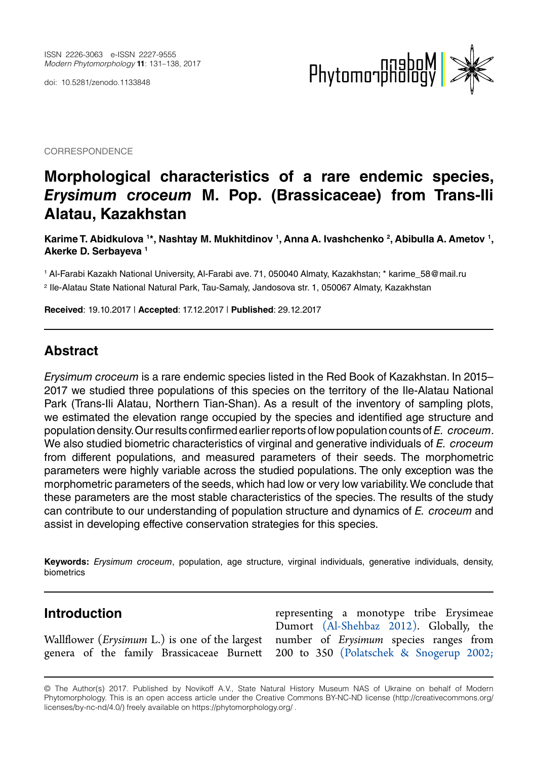ISSN 2226-3063 e-ISSN 2227-9555
*Modern Phytomorphology* **11**: 131–138, 2017

doi: 10.5281/zenodo.1133848

CORRESPONDENCE

# Morphological characteristics of a rare endemic species, *Erysimum croceum* M. Pop. (Brassicaceae) from Trans-Ili Alatau, Kazakhstan

**Karime T. Abidkulova [1]*, Nashtay M. Mukhitdinov [1], Anna A. Ivashchenko [2], Abibulla A. Ametov [1], Akerke D. Serbayeva [1]**

[1] Al-Farabi Kazakh National University, Al-Farabi ave. 71, 050040 Almaty, Kazakhstan; * karime_58@mail.ru

[2] Ile-Alatau State National Natural Park, Tau-Samaly, Jandosova str. 1, 050067 Almaty, Kazakhstan

**Received**: 19.10.2017 | **Accepted**: 17.12.2017 | **Published**: 29.12.2017

## Abstract

*Erysimum croceum* is a rare endemic species listed in the Red Book of Kazakhstan. In 2015–2017 we studied three populations of this species on the territory of the Ile-Alatau National Park (Trans-Ili Alatau, Northern Tian-Shan). As a result of the inventory of sampling plots, we estimated the elevation range occupied by the species and identified age structure and population density. Our results confirmed earlier reports of low population counts of *E. croceum*. We also studied biometric characteristics of virginal and generative individuals of *E. croceum* from different populations, and measured parameters of their seeds. The morphometric parameters were highly variable across the studied populations. The only exception was the morphometric parameters of the seeds, which had low or very low variability. We conclude that these parameters are the most stable characteristics of the species. The results of the study can contribute to our understanding of population structure and dynamics of *E. croceum* and assist in developing effective conservation strategies for this species.

**Keywords:** *Erysimum croceum*, population, age structure, virginal individuals, generative individuals, density, biometrics

## Introduction

Wallflower (*Erysimum* L.) is one of the largest genera of the family Brassicaceae Burnett representing a monotype tribe Erysimeae Dumort (Al-Shehbaz 2012). Globally, the number of *Erysimum* species ranges from 200 to 350 (Polatschek & Snogerup 2002;

© The Author(s) 2017. Published by Novikoff A.V., State Natural History Museum NAS of Ukraine on behalf of Modern Phytomorphology. This is an open access article under the Creative Commons BY-NC-ND license (http://creativecommons.org/licenses/by-nc-nd/4.0/) freely available on https://phytomorphology.org/ .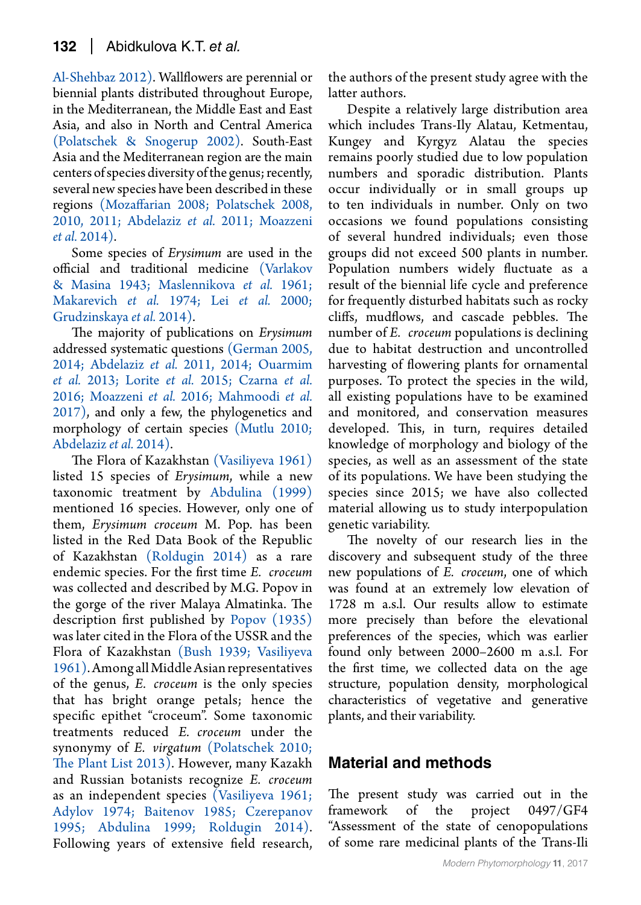Al-Shehbaz 2012). Wallflowers are perennial or biennial plants distributed throughout Europe, in the Mediterranean, the Middle East and East Asia, and also in North and Central America (Polatschek & Snogerup 2002). South-East Asia and the Mediterranean region are the main centers of species diversity of the genus; recently, several new species have been described in these regions (Mozaffarian 2008; Polatschek 2008, 2010, 2011; Abdelaziz *et al.* 2011; Moazzeni *et al.* 2014).

Some species of *Erysimum* are used in the official and traditional medicine (Varlakov & Masina 1943; Maslennikova *et al.* 1961; Makarevich *et al.* 1974; Lei *et al.* 2000; Grudzinskaya *et al.* 2014).

The majority of publications on *Erysimum* addressed systematic questions (German 2005, 2014; Abdelaziz *et al.* 2011, 2014; Ouarmim *et al.* 2013; Lorite *et al.* 2015; Czarna *et al.* 2016; Moazzeni *et al.* 2016; Mahmoodi *et al.* 2017), and only a few, the phylogenetics and morphology of certain species (Mutlu 2010; Abdelaziz *et al.* 2014).

The Flora of Kazakhstan (Vasiliyeva 1961) listed 15 species of *Erysimum*, while a new taxonomic treatment by Abdulina (1999) mentioned 16 species. However, only one of them, *Erysimum croceum* M. Pop. has been listed in the Red Data Book of the Republic of Kazakhstan (Roldugin 2014) as a rare endemic species. For the first time *E. croceum* was collected and described by M.G. Popov in the gorge of the river Malaya Almatinka. The description first published by Popov (1935) was later cited in the Flora of the USSR and the Flora of Kazakhstan (Bush 1939; Vasiliyeva 1961). Among all Middle Asian representatives of the genus, *E. croceum* is the only species that has bright orange petals; hence the specific epithet "croceum". Some taxonomic treatments reduced *E. croceum* under the synonymy of *E. virgatum* (Polatschek 2010; The Plant List 2013). However, many Kazakh and Russian botanists recognize *E. croceum* as an independent species (Vasiliyeva 1961; Adylov 1974; Baitenov 1985; Czerepanov 1995; Abdulina 1999; Roldugin 2014). Following years of extensive field research, the authors of the present study agree with the latter authors.

Despite a relatively large distribution area which includes Trans-Ily Alatau, Ketmentau, Kungey and Kyrgyz Alatau the species remains poorly studied due to low population numbers and sporadic distribution. Plants occur individually or in small groups up to ten individuals in number. Only on two occasions we found populations consisting of several hundred individuals; even those groups did not exceed 500 plants in number. Population numbers widely fluctuate as a result of the biennial life cycle and preference for frequently disturbed habitats such as rocky cliffs, mudflows, and cascade pebbles. The number of *E. croceum* populations is declining due to habitat destruction and uncontrolled harvesting of flowering plants for ornamental purposes. To protect the species in the wild, all existing populations have to be examined and monitored, and conservation measures developed. This, in turn, requires detailed knowledge of morphology and biology of the species, as well as an assessment of the state of its populations. We have been studying the species since 2015; we have also collected material allowing us to study interpopulation genetic variability.

The novelty of our research lies in the discovery and subsequent study of the three new populations of *E. croceum*, one of which was found at an extremely low elevation of 1728 m a.s.l. Our results allow to estimate more precisely than before the elevational preferences of the species, which was earlier found only between 2000–2600 m a.s.l. For the first time, we collected data on the age structure, population density, morphological characteristics of vegetative and generative plants, and their variability.

## Material and methods

The present study was carried out in the framework of the project 0497/GF4 "Assessment of the state of cenopopulations of some rare medicinal plants of the Trans-Ili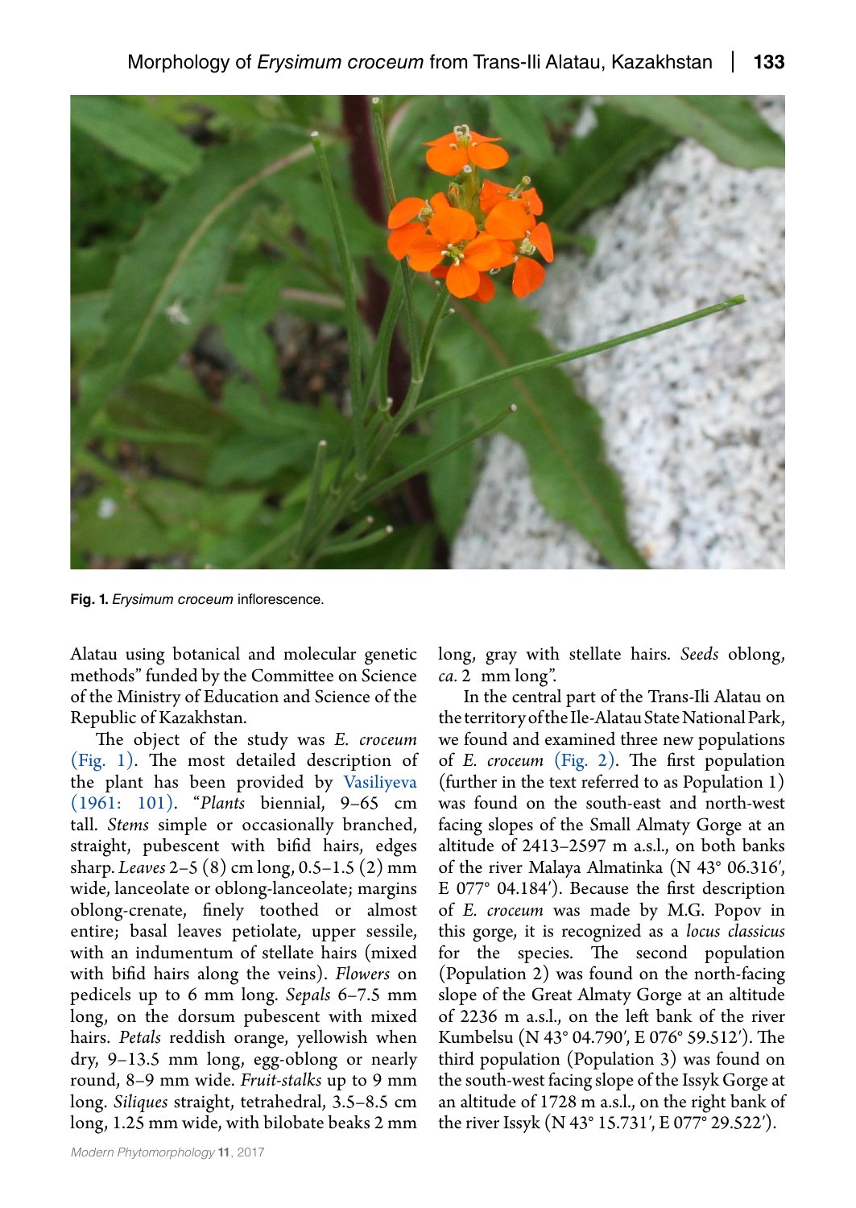Fig. 1. *Erysimum croceum* inflorescence.

Alatau using botanical and molecular genetic methods" funded by the Committee on Science of the Ministry of Education and Science of the Republic of Kazakhstan.

The object of the study was *E. croceum* (Fig. 1). The most detailed description of the plant has been provided by Vasiliyeva (1961: 101). "*Plants* biennial, 9–65 cm tall. *Stems* simple or occasionally branched, straight, pubescent with bifid hairs, edges sharp. *Leaves* 2–5 (8) cm long, 0.5–1.5 (2) mm wide, lanceolate or oblong-lanceolate; margins oblong-crenate, finely toothed or almost entire; basal leaves petiolate, upper sessile, with an indumentum of stellate hairs (mixed with bifid hairs along the veins). *Flowers* on pedicels up to 6 mm long. *Sepals* 6–7.5 mm long, on the dorsum pubescent with mixed hairs. *Petals* reddish orange, yellowish when dry, 9–13.5 mm long, egg-oblong or nearly round, 8–9 mm wide. *Fruit-stalks* up to 9 mm long. *Siliques* straight, tetrahedral, 3.5–8.5 cm long, 1.25 mm wide, with bilobate beaks 2 mm long, gray with stellate hairs. *Seeds* oblong, *ca.* 2 mm long".

In the central part of the Trans-Ili Alatau on the territory of the Ile-Alatau State National Park, we found and examined three new populations of *E. croceum* (Fig. 2). The first population (further in the text referred to as Population 1) was found on the south-east and north-west facing slopes of the Small Almaty Gorge at an altitude of 2413–2597 m a.s.l., on both banks of the river Malaya Almatinka (N 43° 06.316′, E 077° 04.184′). Because the first description of *E. croceum* was made by M.G. Popov in this gorge, it is recognized as a *locus classicus* for the species. The second population (Population 2) was found on the north-facing slope of the Great Almaty Gorge at an altitude of 2236 m a.s.l., on the left bank of the river Kumbelsu (N 43° 04.790′, E 076° 59.512′). The third population (Population 3) was found on the south-west facing slope of the Issyk Gorge at an altitude of 1728 m a.s.l., on the right bank of the river Issyk (N 43° 15.731′, E 077° 29.522′).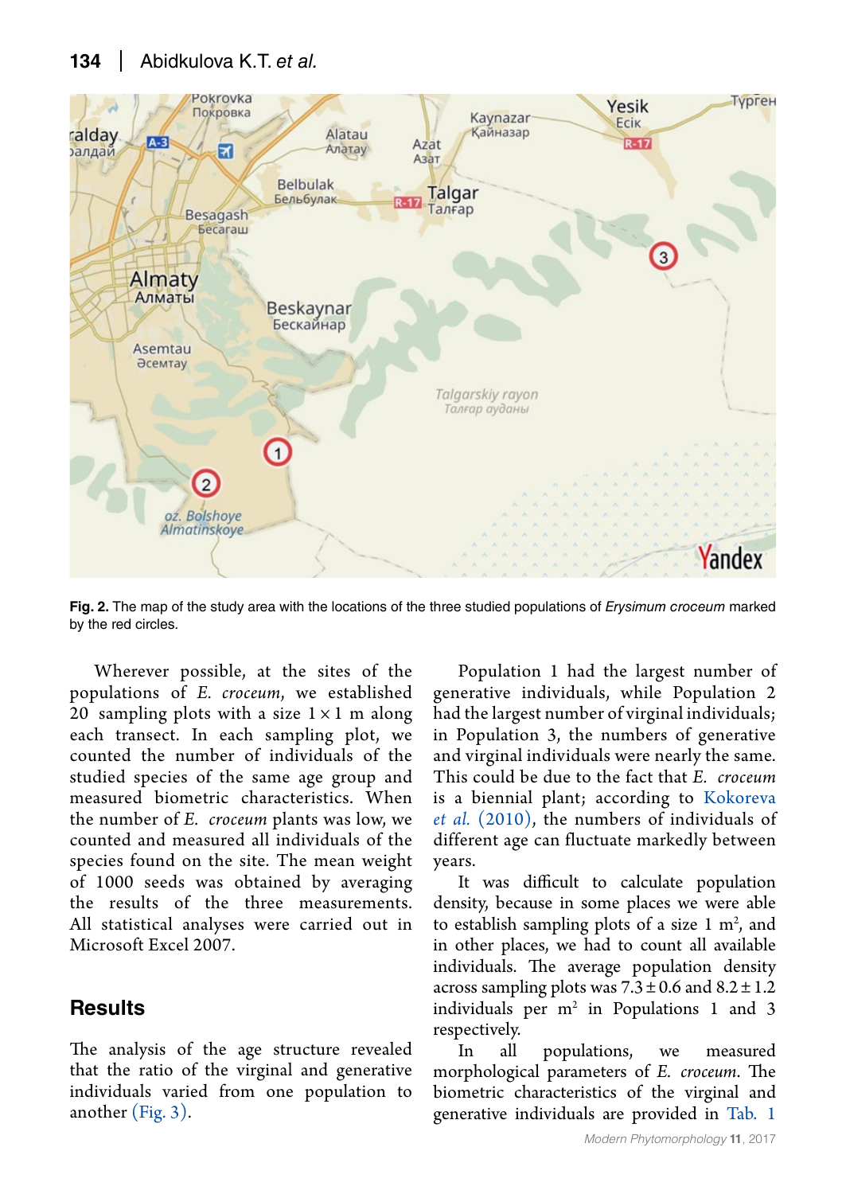**Fig. 2.** The map of the study area with the locations of the three studied populations of *Erysimum croceum* marked by the red circles.

Wherever possible, at the sites of the populations of *E. croceum*, we established 20 sampling plots with a size 1 × 1 m along each transect. In each sampling plot, we counted the number of individuals of the studied species of the same age group and measured biometric characteristics. When the number of *E. croceum* plants was low, we counted and measured all individuals of the species found on the site. The mean weight of 1000 seeds was obtained by averaging the results of the three measurements. All statistical analyses were carried out in Microsoft Excel 2007.

## Results

The analysis of the age structure revealed that the ratio of the virginal and generative individuals varied from one population to another (Fig. 3).

Population 1 had the largest number of generative individuals, while Population 2 had the largest number of virginal individuals; in Population 3, the numbers of generative and virginal individuals were nearly the same. This could be due to the fact that *E. croceum* is a biennial plant; according to Kokoreva *et al.* (2010), the numbers of individuals of different age can fluctuate markedly between years.

It was difficult to calculate population density, because in some places we were able to establish sampling plots of a size 1 m$^2$, and in other places, we had to count all available individuals. The average population density across sampling plots was 7.3 ± 0.6 and 8.2 ± 1.2 individuals per m$^2$ in Populations 1 and 3 respectively.

In all populations, we measured morphological parameters of *E. croceum*. The biometric characteristics of the virginal and generative individuals are provided in Tab. 1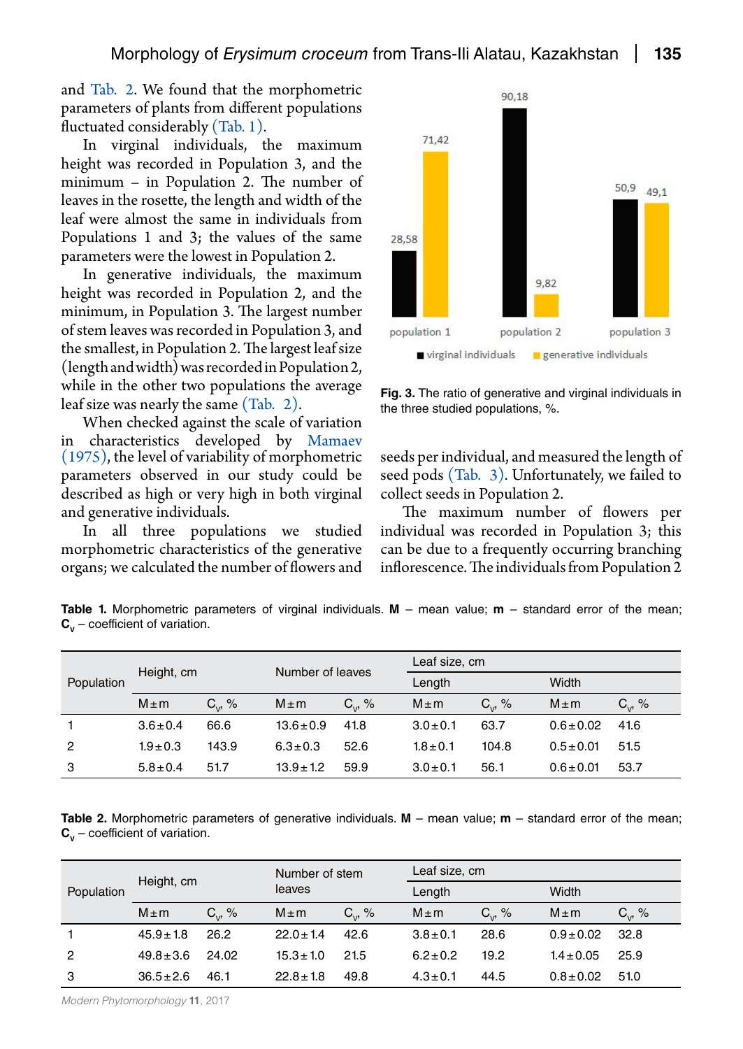and Tab. 2. We found that the morphometric parameters of plants from different populations fluctuated considerably (Tab. 1).

In virginal individuals, the maximum height was recorded in Population 3, and the minimum – in Population 2. The number of leaves in the rosette, the length and width of the leaf were almost the same in individuals from Populations 1 and 3; the values of the same parameters were the lowest in Population 2.

In generative individuals, the maximum height was recorded in Population 2, and the minimum, in Population 3. The largest number of stem leaves was recorded in Population 3, and the smallest, in Population 2. The largest leaf size (length and width) was recorded in Population 2, while in the other two populations the average leaf size was nearly the same (Tab. 2).

When checked against the scale of variation in characteristics developed by Mamaev (1975), the level of variability of morphometric parameters observed in our study could be described as high or very high in both virginal and generative individuals.

In all three populations we studied morphometric characteristics of the generative organs; we calculated the number of flowers and seeds per individual, and measured the length of seed pods (Tab. 3). Unfortunately, we failed to collect seeds in Population 2.

The maximum number of flowers per individual was recorded in Population 3; this can be due to a frequently occurring branching inflorescence. The individuals from Population 2

**Fig. 3.** The ratio of generative and virginal individuals in the three studied populations, %.

**Table 1.** Morphometric parameters of virginal individuals. **M** – mean value; **m** – standard error of the mean; **$C_v$** – coefficient of variation.

| Population | Height, cm | | Number of leaves | | Leaf size, cm | | | |
|---|---|---|---|---|---|---|---|---|
| | | | | | Length | | Width | |
| | M±m | $C_v$, % | M±m | $C_v$, % | M±m | $C_v$, % | M±m | $C_v$, % |
| 1 | 3.6±0.4 | 66.6 | 13.6±0.9 | 41.8 | 3.0±0.1 | 63.7 | 0.6±0.02 | 41.6 |
| 2 | 1.9±0.3 | 143.9 | 6.3±0.3 | 52.6 | 1.8±0.1 | 104.8 | 0.5±0.01 | 51.5 |
| 3 | 5.8±0.4 | 51.7 | 13.9±1.2 | 59.9 | 3.0±0.1 | 56.1 | 0.6±0.01 | 53.7 |

**Table 2.** Morphometric parameters of generative individuals. **M** – mean value; **m** – standard error of the mean; **$C_v$** – coefficient of variation.

| Population | Height, cm | | Number of stem leaves | | Leaf size, cm | | | |
|---|---|---|---|---|---|---|---|---|
| | | | | | Length | | Width | |
| | M±m | $C_v$, % | M±m | $C_v$, % | M±m | $C_v$, % | M±m | $C_v$, % |
| 1 | 45.9±1.8 | 26.2 | 22.0±1.4 | 42.6 | 3.8±0.1 | 28.6 | 0.9±0.02 | 32.8 |
| 2 | 49.8±3.6 | 24.02 | 15.3±1.0 | 21.5 | 6.2±0.2 | 19.2 | 1.4±0.05 | 25.9 |
| 3 | 36.5±2.6 | 46.1 | 22.8±1.8 | 49.8 | 4.3±0.1 | 44.5 | 0.8±0.02 | 51.0 |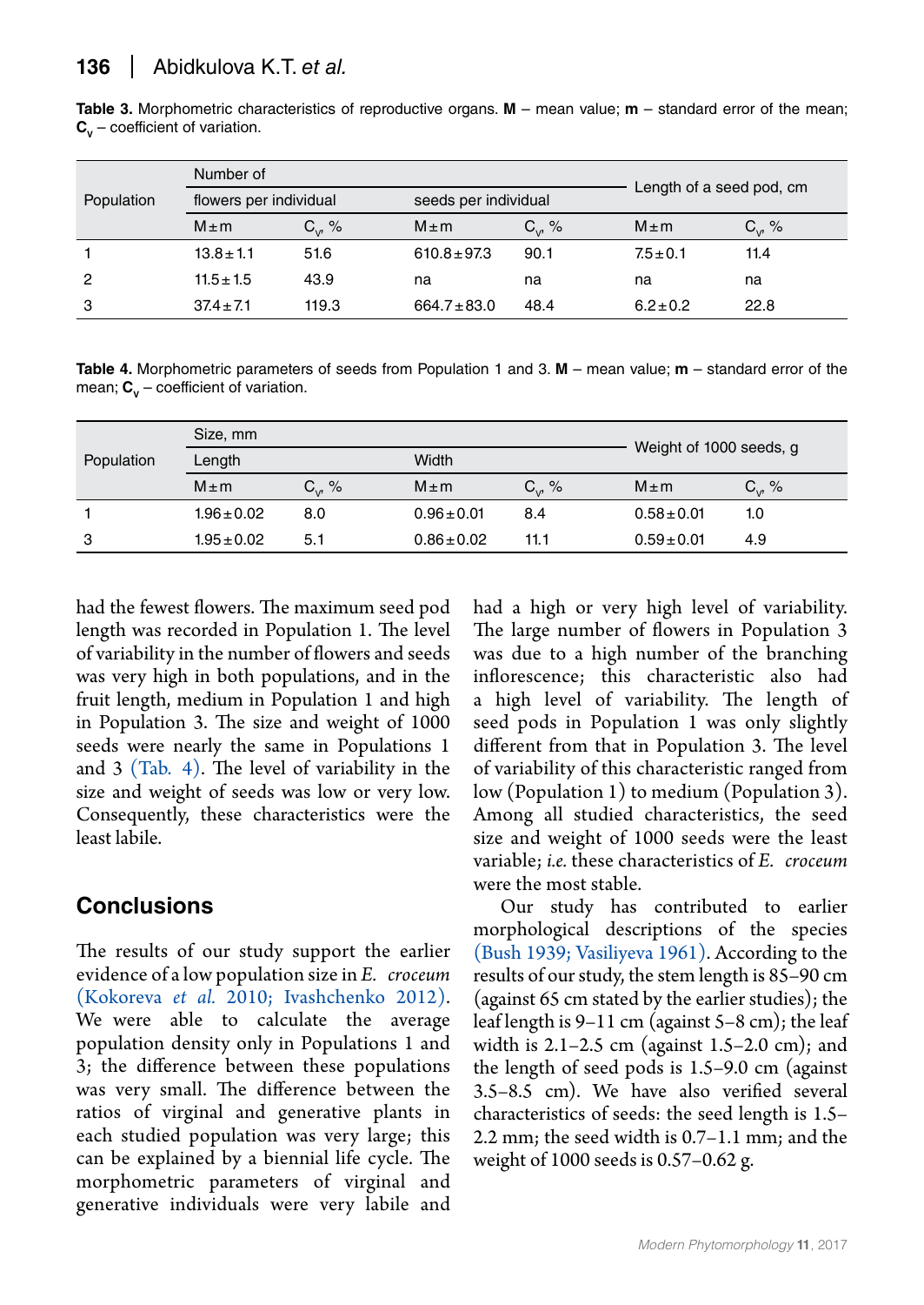**Table 3.** Morphometric characteristics of reproductive organs. **M** – mean value; **m** – standard error of the mean; $\mathbf{C_v}$ – coefficient of variation.

| Population | Number of | | | | Length of a seed pod, cm | |
|---|---|---|---|---|---|---|
| | flowers per individual | | seeds per individual | | | |
| | M ± m | $C_v$, % | M ± m | $C_v$, % | M ± m | $C_v$, % |
| 1 | 13.8 ± 1.1 | 51.6 | 610.8 ± 97.3 | 90.1 | 7.5 ± 0.1 | 11.4 |
| 2 | 11.5 ± 1.5 | 43.9 | na | na | na | na |
| 3 | 37.4 ± 7.1 | 119.3 | 664.7 ± 83.0 | 48.4 | 6.2 ± 0.2 | 22.8 |

**Table 4.** Morphometric parameters of seeds from Population 1 and 3. **M** – mean value; **m** – standard error of the mean; $\mathbf{C_v}$ – coefficient of variation.

| Population | Size, mm | | | | Weight of 1000 seeds, g | |
|---|---|---|---|---|---|---|
| | Length | | Width | | | |
| | M ± m | $C_v$, % | M ± m | $C_v$, % | M ± m | $C_v$, % |
| 1 | 1.96 ± 0.02 | 8.0 | 0.96 ± 0.01 | 8.4 | 0.58 ± 0.01 | 1.0 |
| 3 | 1.95 ± 0.02 | 5.1 | 0.86 ± 0.02 | 11.1 | 0.59 ± 0.01 | 4.9 |

had the fewest flowers. The maximum seed pod length was recorded in Population 1. The level of variability in the number of flowers and seeds was very high in both populations, and in the fruit length, medium in Population 1 and high in Population 3. The size and weight of 1000 seeds were nearly the same in Populations 1 and 3 (Tab. 4). The level of variability in the size and weight of seeds was low or very low. Consequently, these characteristics were the least labile.

## Conclusions

The results of our study support the earlier evidence of a low population size in *E. croceum* (Kokoreva *et al.* 2010; Ivashchenko 2012). We were able to calculate the average population density only in Populations 1 and 3; the difference between these populations was very small. The difference between the ratios of virginal and generative plants in each studied population was very large; this can be explained by a biennial life cycle. The morphometric parameters of virginal and generative individuals were very labile and had a high or very high level of variability. The large number of flowers in Population 3 was due to a high number of the branching inflorescence; this characteristic also had a high level of variability. The length of seed pods in Population 1 was only slightly different from that in Population 3. The level of variability of this characteristic ranged from low (Population 1) to medium (Population 3). Among all studied characteristics, the seed size and weight of 1000 seeds were the least variable; *i.e.* these characteristics of *E. croceum* were the most stable.

Our study has contributed to earlier morphological descriptions of the species (Bush 1939; Vasiliyeva 1961). According to the results of our study, the stem length is 85–90 cm (against 65 cm stated by the earlier studies); the leaf length is 9–11 cm (against 5–8 cm); the leaf width is 2.1–2.5 cm (against 1.5–2.0 cm); and the length of seed pods is 1.5–9.0 cm (against 3.5–8.5 cm). We have also verified several characteristics of seeds: the seed length is 1.5–2.2 mm; the seed width is 0.7–1.1 mm; and the weight of 1000 seeds is 0.57–0.62 g.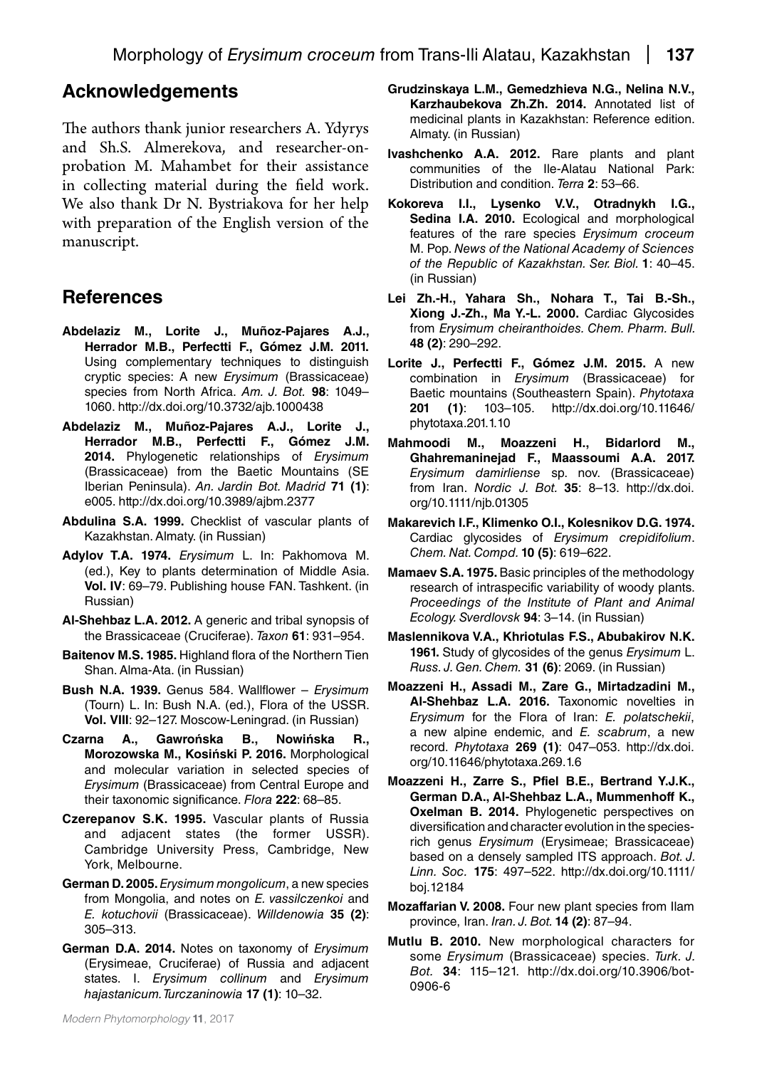## Acknowledgements

The authors thank junior researchers A. Ydyrys and Sh.S. Almerekova, and researcher-on-probation M. Mahambet for their assistance in collecting material during the field work. We also thank Dr N. Bystriakova for her help with preparation of the English version of the manuscript.

## References

**Abdelaziz M., Lorite J., Muñoz-Pajares A.J., Herrador M.B., Perfectti F., Gómez J.M. 2011.** Using complementary techniques to distinguish cryptic species: A new *Erysimum* (Brassicaceae) species from North Africa. *Am. J. Bot.* **98**: 1049–1060. http://dx.doi.org/10.3732/ajb.1000438

**Abdelaziz M., Muñoz-Pajares A.J., Lorite J., Herrador M.B., Perfectti F., Gómez J.M. 2014.** Phylogenetic relationships of *Erysimum* (Brassicaceae) from the Baetic Mountains (SE Iberian Peninsula). *An. Jardin Bot. Madrid* **71 (1)**: e005. http://dx.doi.org/10.3989/ajbm.2377

**Abdulina S.A. 1999.** Checklist of vascular plants of Kazakhstan. Almaty. (in Russian)

**Adylov T.A. 1974.** *Erysimum* L. In: Pakhomova M. (ed.), Key to plants determination of Middle Asia. **Vol. IV**: 69–79. Publishing house FAN. Tashkent. (in Russian)

**Al-Shehbaz L.A. 2012.** A generic and tribal synopsis of the Brassicaceae (Cruciferae). *Taxon* **61**: 931–954.

**Baitenov M.S. 1985.** Highland flora of the Northern Tien Shan. Alma-Ata. (in Russian)

**Bush N.A. 1939.** Genus 584. Wallflower – *Erysimum* (Tourn) L. In: Bush N.A. (ed.), Flora of the USSR. **Vol. VIII**: 92–127. Moscow-Leningrad. (in Russian)

**Czarna A., Gawrońska B., Nowińska R., Morozowska M., Kosiński P. 2016.** Morphological and molecular variation in selected species of *Erysimum* (Brassicaceae) from Central Europe and their taxonomic significance. *Flora* **222**: 68–85.

**Czerepanov S.K. 1995.** Vascular plants of Russia and adjacent states (the former USSR). Cambridge University Press, Cambridge, New York, Melbourne.

**German D. 2005.** *Erysimum mongolicum*, a new species from Mongolia, and notes on *E. vassilczenkoi* and *E. kotuchovii* (Brassicaceae). *Willdenowia* **35 (2)**: 305–313.

**German D.A. 2014.** Notes on taxonomy of *Erysimum* (Erysimeae, Cruciferae) of Russia and adjacent states. I. *Erysimum collinum* and *Erysimum hajastanicum*. *Turczaninowia* **17 (1)**: 10–32.

**Grudzinskaya L.M., Gemedzhieva N.G., Nelina N.V., Karzhaubekova Zh.Zh. 2014.** Annotated list of medicinal plants in Kazakhstan: Reference edition. Almaty. (in Russian)

**Ivashchenko A.A. 2012.** Rare plants and plant communities of the Ile-Alatau National Park: Distribution and condition. *Terra* **2**: 53–66.

**Kokoreva I.I., Lysenko V.V., Otradnykh I.G., Sedina I.A. 2010.** Ecological and morphological features of the rare species *Erysimum croceum* M. Pop. *News of the National Academy of Sciences of the Republic of Kazakhstan. Ser. Biol.* **1**: 40–45. (in Russian)

**Lei Zh.-H., Yahara Sh., Nohara T., Tai B.-Sh., Xiong J.-Zh., Ma Y.-L. 2000.** Cardiac Glycosides from *Erysimum cheiranthoides*. *Chem. Pharm. Bull.* **48 (2)**: 290–292.

**Lorite J., Perfectti F., Gómez J.M. 2015.** A new combination in *Erysimum* (Brassicaceae) for Baetic mountains (Southeastern Spain). *Phytotaxa* **201 (1)**: 103–105. http://dx.doi.org/10.11646/phytotaxa.201.1.10

**Mahmoodi M., Moazzeni H., Bidarlord M., Ghahremaninejad F., Maassoumi A.A. 2017.** *Erysimum damirliense* sp. nov. (Brassicaceae) from Iran. *Nordic J. Bot.* **35**: 8–13. http://dx.doi.org/10.1111/njb.01305

**Makarevich I.F., Klimenko O.I., Kolesnikov D.G. 1974.** Cardiac glycosides of *Erysimum crepidifolium*. *Chem. Nat. Compd.* **10 (5)**: 619–622.

**Mamaev S.A. 1975.** Basic principles of the methodology research of intraspecific variability of woody plants. *Proceedings of the Institute of Plant and Animal Ecology. Sverdlovsk* **94**: 3–14. (in Russian)

**Maslennikova V.A., Khriotulas F.S., Abubakirov N.K. 1961.** Study of glycosides of the genus *Erysimum* L. *Russ. J. Gen. Chem.* **31 (6)**: 2069. (in Russian)

**Moazzeni H., Assadi M., Zare G., Mirtadzadini M., Al-Shehbaz L.A. 2016.** Taxonomic novelties in *Erysimum* for the Flora of Iran: *E. polatschekii*, a new alpine endemic, and *E. scabrum*, a new record. *Phytotaxa* **269 (1)**: 047–053. http://dx.doi.org/10.11646/phytotaxa.269.1.6

**Moazzeni H., Zarre S., Pfiel B.E., Bertrand Y.J.K., German D.A., Al-Shehbaz L.A., Mummenhoff K., Oxelman B. 2014.** Phylogenetic perspectives on diversification and character evolution in the species-rich genus *Erysimum* (Erysimeae; Brassicaceae) based on a densely sampled ITS approach. *Bot. J. Linn. Soc.* **175**: 497–522. http://dx.doi.org/10.1111/boj.12184

**Mozaffarian V. 2008.** Four new plant species from Ilam province, Iran. *Iran. J. Bot.* **14 (2)**: 87–94.

**Mutlu B. 2010.** New morphological characters for some *Erysimum* (Brassicaceae) species. *Turk. J. Bot.* **34**: 115–121. http://dx.doi.org/10.3906/bot-0906-6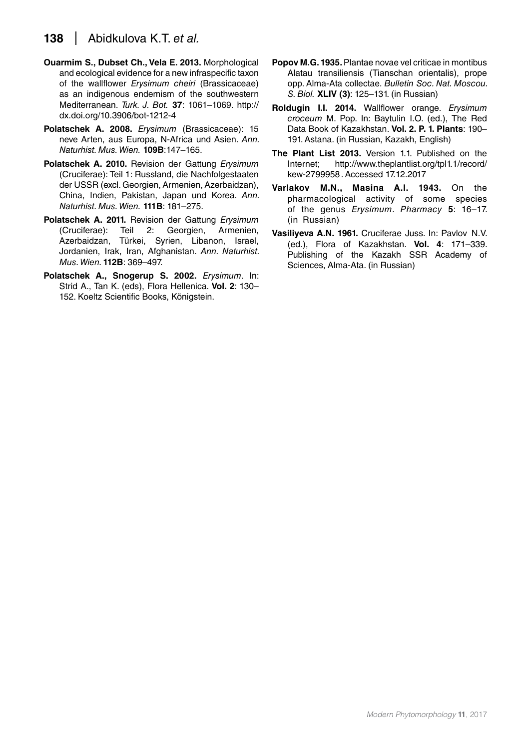**Ouarmim S., Dubset Ch., Vela E. 2013.** Morphological and ecological evidence for a new infraspecific taxon of the wallflower *Erysimum cheiri* (Brassicaceae) as an indigenous endemism of the southwestern Mediterranean. *Turk. J. Bot.* **37**: 1061–1069. http://dx.doi.org/10.3906/bot-1212-4

**Polatschek A. 2008.** *Erysimum* (Brassicaceae): 15 neve Arten, aus Europa, N-Africa und Asien. *Ann. Naturhist. Mus. Wien.* **109B**:147–165.

**Polatschek A. 2010.** Revision der Gattung *Erysimum* (Cruciferae): Teil 1: Russland, die Nachfolgestaaten der USSR (excl. Georgien, Armenien, Azerbaidzan), China, Indien, Pakistan, Japan und Korea. *Ann. Naturhist. Mus. Wien.* **111B**: 181–275.

**Polatschek A. 2011.** Revision der Gattung *Erysimum* (Cruciferae): Teil 2: Georgien, Armenien, Azerbaidzan, Türkei, Syrien, Libanon, Israel, Jordanien, Irak, Iran, Afghanistan. *Ann. Naturhist. Mus. Wien.* **112B**: 369–497.

**Polatschek A., Snogerup S. 2002.** *Erysimum*. In: Strid A., Tan K. (eds), Flora Hellenica. **Vol. 2**: 130–152. Koeltz Scientific Books, Königstein.

**Popov M.G. 1935.** Plantae novae vel criticae in montibus Alatau transiliensis (Tianschan orientalis), prope opp. Alma-Ata collectae. *Bulletin Soc. Nat. Moscou. S. Biol.* **XLIV (3)**: 125–131. (in Russian)

**Roldugin I.I. 2014.** Wallflower orange. *Erysimum croceum* M. Pop. In: Baytulin I.O. (ed.), The Red Data Book of Kazakhstan. **Vol. 2. P. 1. Plants**: 190–191. Astana. (in Russian, Kazakh, English)

**The Plant List 2013.** Version 1.1. Published on the Internet; http://www.theplantlist.org/tpl1.1/record/kew-2799958 . Accessed 17.12.2017

**Varlakov M.N., Masina A.I. 1943.** On the pharmacological activity of some species of the genus *Erysimum*. *Pharmacy* **5**: 16–17. (in Russian)

**Vasiliyeva A.N. 1961.** Cruciferae Juss. In: Pavlov N.V. (ed.), Flora of Kazakhstan. **Vol. 4**: 171–339. Publishing of the Kazakh SSR Academy of Sciences, Alma-Ata. (in Russian)